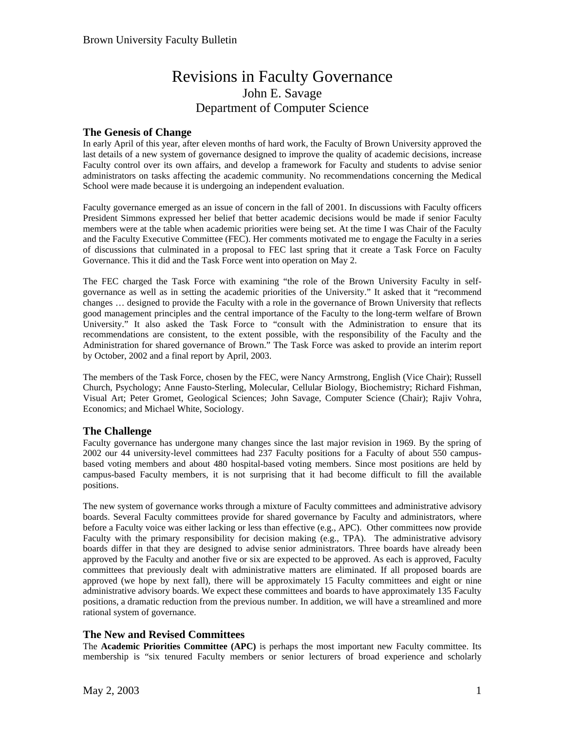# Revisions in Faculty Governance

John E. Savage
Department of Computer Science

## The Genesis of Change

In early April of this year, after eleven months of hard work, the Faculty of Brown University approved the last details of a new system of governance designed to improve the quality of academic decisions, increase Faculty control over its own affairs, and develop a framework for Faculty and students to advise senior administrators on tasks affecting the academic community. No recommendations concerning the Medical School were made because it is undergoing an independent evaluation.

Faculty governance emerged as an issue of concern in the fall of 2001. In discussions with Faculty officers President Simmons expressed her belief that better academic decisions would be made if senior Faculty members were at the table when academic priorities were being set. At the time I was Chair of the Faculty and the Faculty Executive Committee (FEC). Her comments motivated me to engage the Faculty in a series of discussions that culminated in a proposal to FEC last spring that it create a Task Force on Faculty Governance. This it did and the Task Force went into operation on May 2.

The FEC charged the Task Force with examining "the role of the Brown University Faculty in self-governance as well as in setting the academic priorities of the University." It asked that it "recommend changes … designed to provide the Faculty with a role in the governance of Brown University that reflects good management principles and the central importance of the Faculty to the long-term welfare of Brown University." It also asked the Task Force to "consult with the Administration to ensure that its recommendations are consistent, to the extent possible, with the responsibility of the Faculty and the Administration for shared governance of Brown." The Task Force was asked to provide an interim report by October, 2002 and a final report by April, 2003.

The members of the Task Force, chosen by the FEC, were Nancy Armstrong, English (Vice Chair); Russell Church, Psychology; Anne Fausto-Sterling, Molecular, Cellular Biology, Biochemistry; Richard Fishman, Visual Art; Peter Gromet, Geological Sciences; John Savage, Computer Science (Chair); Rajiv Vohra, Economics; and Michael White, Sociology.

## The Challenge

Faculty governance has undergone many changes since the last major revision in 1969. By the spring of 2002 our 44 university-level committees had 237 Faculty positions for a Faculty of about 550 campus-based voting members and about 480 hospital-based voting members. Since most positions are held by campus-based Faculty members, it is not surprising that it had become difficult to fill the available positions.

The new system of governance works through a mixture of Faculty committees and administrative advisory boards. Several Faculty committees provide for shared governance by Faculty and administrators, where before a Faculty voice was either lacking or less than effective (e.g., APC). Other committees now provide Faculty with the primary responsibility for decision making (e.g., TPA). The administrative advisory boards differ in that they are designed to advise senior administrators. Three boards have already been approved by the Faculty and another five or six are expected to be approved. As each is approved, Faculty committees that previously dealt with administrative matters are eliminated. If all proposed boards are approved (we hope by next fall), there will be approximately 15 Faculty committees and eight or nine administrative advisory boards. We expect these committees and boards to have approximately 135 Faculty positions, a dramatic reduction from the previous number. In addition, we will have a streamlined and more rational system of governance.

## The New and Revised Committees

The **Academic Priorities Committee (APC)** is perhaps the most important new Faculty committee. Its membership is "six tenured Faculty members or senior lecturers of broad experience and scholarly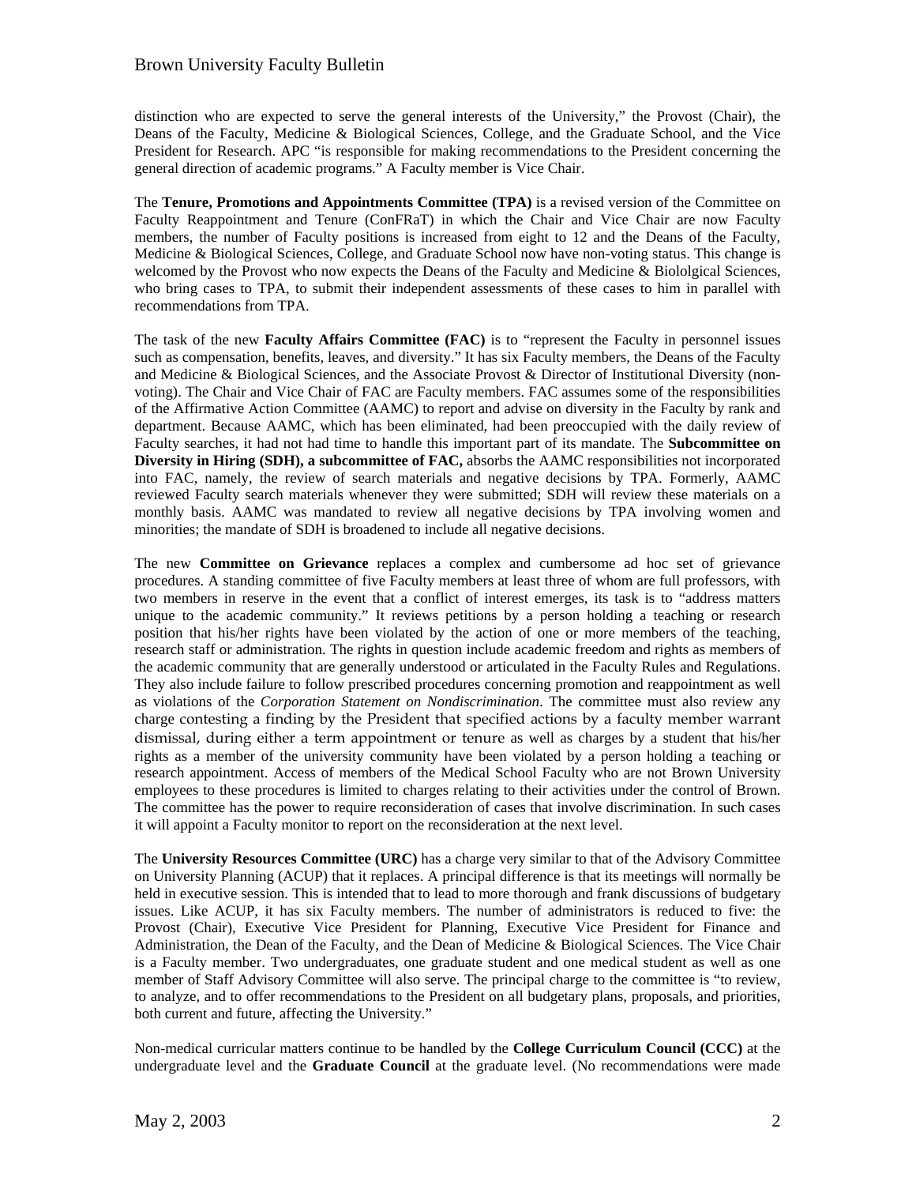distinction who are expected to serve the general interests of the University," the Provost (Chair), the Deans of the Faculty, Medicine & Biological Sciences, College, and the Graduate School, and the Vice President for Research. APC "is responsible for making recommendations to the President concerning the general direction of academic programs." A Faculty member is Vice Chair.

The **Tenure, Promotions and Appointments Committee (TPA)** is a revised version of the Committee on Faculty Reappointment and Tenure (ConFRaT) in which the Chair and Vice Chair are now Faculty members, the number of Faculty positions is increased from eight to 12 and the Deans of the Faculty, Medicine & Biological Sciences, College, and Graduate School now have non-voting status. This change is welcomed by the Provost who now expects the Deans of the Faculty and Medicine & Biololgical Sciences, who bring cases to TPA, to submit their independent assessments of these cases to him in parallel with recommendations from TPA.

The task of the new **Faculty Affairs Committee (FAC)** is to "represent the Faculty in personnel issues such as compensation, benefits, leaves, and diversity." It has six Faculty members, the Deans of the Faculty and Medicine & Biological Sciences, and the Associate Provost & Director of Institutional Diversity (non-voting). The Chair and Vice Chair of FAC are Faculty members. FAC assumes some of the responsibilities of the Affirmative Action Committee (AAMC) to report and advise on diversity in the Faculty by rank and department. Because AAMC, which has been eliminated, had been preoccupied with the daily review of Faculty searches, it had not had time to handle this important part of its mandate. The **Subcommittee on Diversity in Hiring (SDH), a subcommittee of FAC,** absorbs the AAMC responsibilities not incorporated into FAC, namely, the review of search materials and negative decisions by TPA. Formerly, AAMC reviewed Faculty search materials whenever they were submitted; SDH will review these materials on a monthly basis. AAMC was mandated to review all negative decisions by TPA involving women and minorities; the mandate of SDH is broadened to include all negative decisions.

The new **Committee on Grievance** replaces a complex and cumbersome ad hoc set of grievance procedures. A standing committee of five Faculty members at least three of whom are full professors, with two members in reserve in the event that a conflict of interest emerges, its task is to "address matters unique to the academic community." It reviews petitions by a person holding a teaching or research position that his/her rights have been violated by the action of one or more members of the teaching, research staff or administration. The rights in question include academic freedom and rights as members of the academic community that are generally understood or articulated in the Faculty Rules and Regulations. They also include failure to follow prescribed procedures concerning promotion and reappointment as well as violations of the *Corporation Statement on Nondiscrimination*. The committee must also review any charge contesting a finding by the President that specified actions by a faculty member warrant dismissal, during either a term appointment or tenure as well as charges by a student that his/her rights as a member of the university community have been violated by a person holding a teaching or research appointment. Access of members of the Medical School Faculty who are not Brown University employees to these procedures is limited to charges relating to their activities under the control of Brown. The committee has the power to require reconsideration of cases that involve discrimination. In such cases it will appoint a Faculty monitor to report on the reconsideration at the next level.

The **University Resources Committee (URC)** has a charge very similar to that of the Advisory Committee on University Planning (ACUP) that it replaces. A principal difference is that its meetings will normally be held in executive session. This is intended that to lead to more thorough and frank discussions of budgetary issues. Like ACUP, it has six Faculty members. The number of administrators is reduced to five: the Provost (Chair), Executive Vice President for Planning, Executive Vice President for Finance and Administration, the Dean of the Faculty, and the Dean of Medicine & Biological Sciences. The Vice Chair is a Faculty member. Two undergraduates, one graduate student and one medical student as well as one member of Staff Advisory Committee will also serve. The principal charge to the committee is "to review, to analyze, and to offer recommendations to the President on all budgetary plans, proposals, and priorities, both current and future, affecting the University."

Non-medical curricular matters continue to be handled by the **College Curriculum Council (CCC)** at the undergraduate level and the **Graduate Council** at the graduate level. (No recommendations were made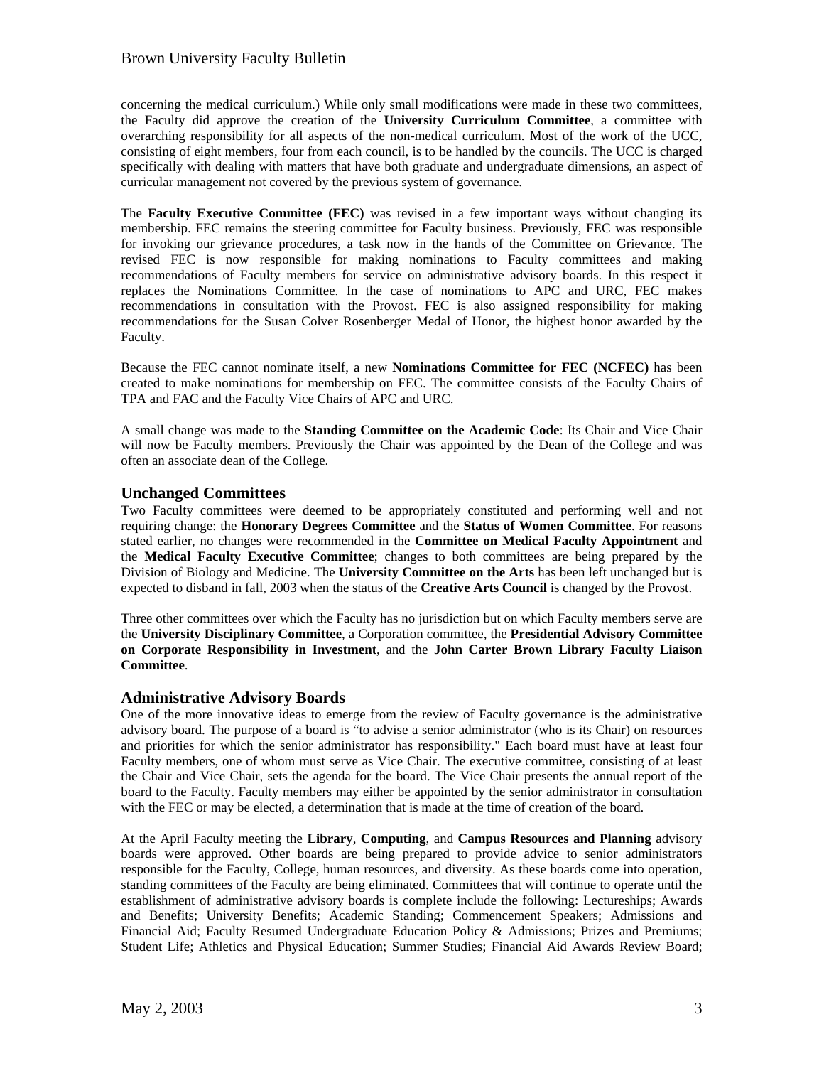concerning the medical curriculum.) While only small modifications were made in these two committees, the Faculty did approve the creation of the **University Curriculum Committee**, a committee with overarching responsibility for all aspects of the non-medical curriculum. Most of the work of the UCC, consisting of eight members, four from each council, is to be handled by the councils. The UCC is charged specifically with dealing with matters that have both graduate and undergraduate dimensions, an aspect of curricular management not covered by the previous system of governance.

The **Faculty Executive Committee (FEC)** was revised in a few important ways without changing its membership. FEC remains the steering committee for Faculty business. Previously, FEC was responsible for invoking our grievance procedures, a task now in the hands of the Committee on Grievance. The revised FEC is now responsible for making nominations to Faculty committees and making recommendations of Faculty members for service on administrative advisory boards. In this respect it replaces the Nominations Committee. In the case of nominations to APC and URC, FEC makes recommendations in consultation with the Provost. FEC is also assigned responsibility for making recommendations for the Susan Colver Rosenberger Medal of Honor, the highest honor awarded by the Faculty.

Because the FEC cannot nominate itself, a new **Nominations Committee for FEC (NCFEC)** has been created to make nominations for membership on FEC. The committee consists of the Faculty Chairs of TPA and FAC and the Faculty Vice Chairs of APC and URC.

A small change was made to the **Standing Committee on the Academic Code**: Its Chair and Vice Chair will now be Faculty members. Previously the Chair was appointed by the Dean of the College and was often an associate dean of the College.

## Unchanged Committees

Two Faculty committees were deemed to be appropriately constituted and performing well and not requiring change: the **Honorary Degrees Committee** and the **Status of Women Committee**. For reasons stated earlier, no changes were recommended in the **Committee on Medical Faculty Appointment** and the **Medical Faculty Executive Committee**; changes to both committees are being prepared by the Division of Biology and Medicine. The **University Committee on the Arts** has been left unchanged but is expected to disband in fall, 2003 when the status of the **Creative Arts Council** is changed by the Provost.

Three other committees over which the Faculty has no jurisdiction but on which Faculty members serve are the **University Disciplinary Committee**, a Corporation committee, the **Presidential Advisory Committee on Corporate Responsibility in Investment**, and the **John Carter Brown Library Faculty Liaison Committee**.

## Administrative Advisory Boards

One of the more innovative ideas to emerge from the review of Faculty governance is the administrative advisory board. The purpose of a board is "to advise a senior administrator (who is its Chair) on resources and priorities for which the senior administrator has responsibility." Each board must have at least four Faculty members, one of whom must serve as Vice Chair. The executive committee, consisting of at least the Chair and Vice Chair, sets the agenda for the board. The Vice Chair presents the annual report of the board to the Faculty. Faculty members may either be appointed by the senior administrator in consultation with the FEC or may be elected, a determination that is made at the time of creation of the board.

At the April Faculty meeting the **Library**, **Computing**, and **Campus Resources and Planning** advisory boards were approved. Other boards are being prepared to provide advice to senior administrators responsible for the Faculty, College, human resources, and diversity. As these boards come into operation, standing committees of the Faculty are being eliminated. Committees that will continue to operate until the establishment of administrative advisory boards is complete include the following: Lectureships; Awards and Benefits; University Benefits; Academic Standing; Commencement Speakers; Admissions and Financial Aid; Faculty Resumed Undergraduate Education Policy & Admissions; Prizes and Premiums; Student Life; Athletics and Physical Education; Summer Studies; Financial Aid Awards Review Board;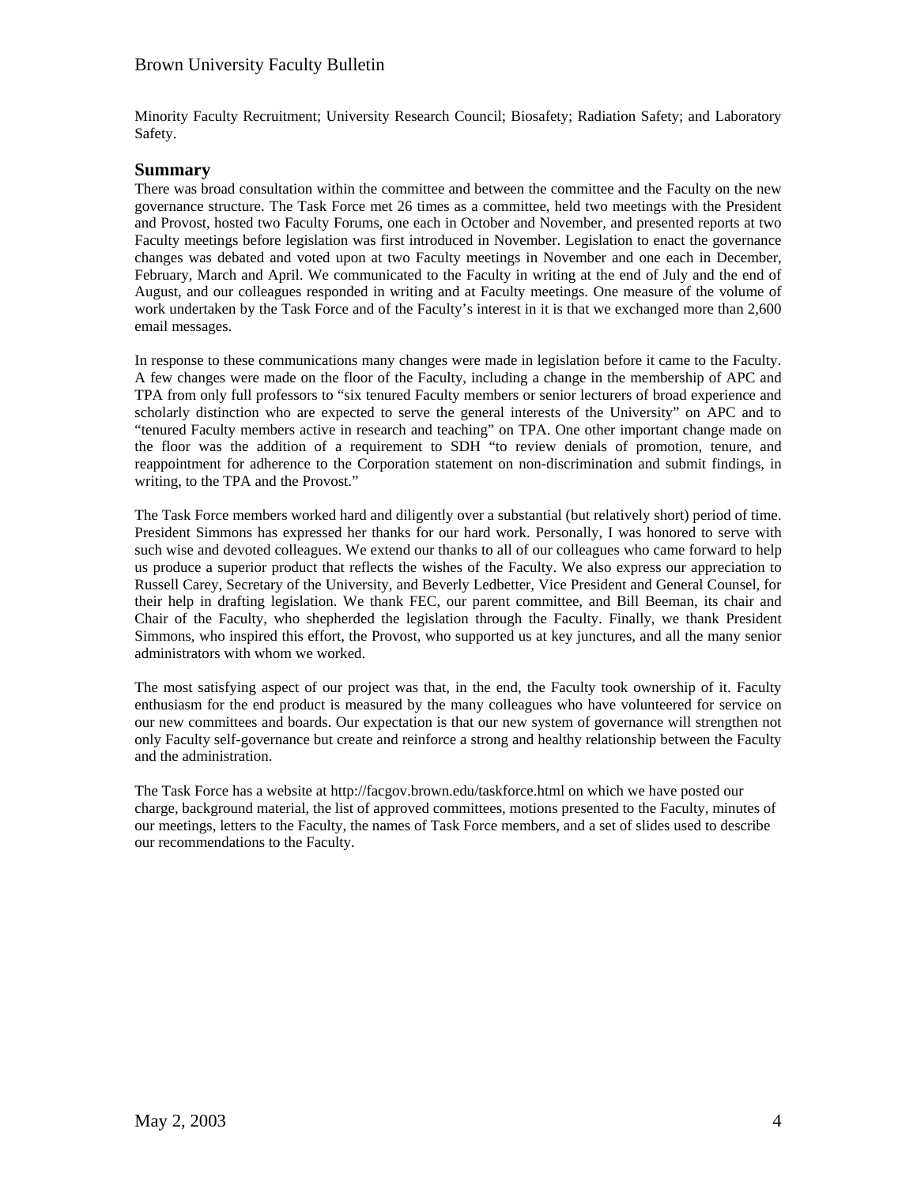Minority Faculty Recruitment; University Research Council; Biosafety; Radiation Safety; and Laboratory Safety.

## Summary

There was broad consultation within the committee and between the committee and the Faculty on the new governance structure. The Task Force met 26 times as a committee, held two meetings with the President and Provost, hosted two Faculty Forums, one each in October and November, and presented reports at two Faculty meetings before legislation was first introduced in November. Legislation to enact the governance changes was debated and voted upon at two Faculty meetings in November and one each in December, February, March and April. We communicated to the Faculty in writing at the end of July and the end of August, and our colleagues responded in writing and at Faculty meetings. One measure of the volume of work undertaken by the Task Force and of the Faculty's interest in it is that we exchanged more than 2,600 email messages.

In response to these communications many changes were made in legislation before it came to the Faculty. A few changes were made on the floor of the Faculty, including a change in the membership of APC and TPA from only full professors to "six tenured Faculty members or senior lecturers of broad experience and scholarly distinction who are expected to serve the general interests of the University" on APC and to "tenured Faculty members active in research and teaching" on TPA. One other important change made on the floor was the addition of a requirement to SDH "to review denials of promotion, tenure, and reappointment for adherence to the Corporation statement on non-discrimination and submit findings, in writing, to the TPA and the Provost."

The Task Force members worked hard and diligently over a substantial (but relatively short) period of time. President Simmons has expressed her thanks for our hard work. Personally, I was honored to serve with such wise and devoted colleagues. We extend our thanks to all of our colleagues who came forward to help us produce a superior product that reflects the wishes of the Faculty. We also express our appreciation to Russell Carey, Secretary of the University, and Beverly Ledbetter, Vice President and General Counsel, for their help in drafting legislation. We thank FEC, our parent committee, and Bill Beeman, its chair and Chair of the Faculty, who shepherded the legislation through the Faculty. Finally, we thank President Simmons, who inspired this effort, the Provost, who supported us at key junctures, and all the many senior administrators with whom we worked.

The most satisfying aspect of our project was that, in the end, the Faculty took ownership of it. Faculty enthusiasm for the end product is measured by the many colleagues who have volunteered for service on our new committees and boards. Our expectation is that our new system of governance will strengthen not only Faculty self-governance but create and reinforce a strong and healthy relationship between the Faculty and the administration.

The Task Force has a website at http://facgov.brown.edu/taskforce.html on which we have posted our charge, background material, the list of approved committees, motions presented to the Faculty, minutes of our meetings, letters to the Faculty, the names of Task Force members, and a set of slides used to describe our recommendations to the Faculty.